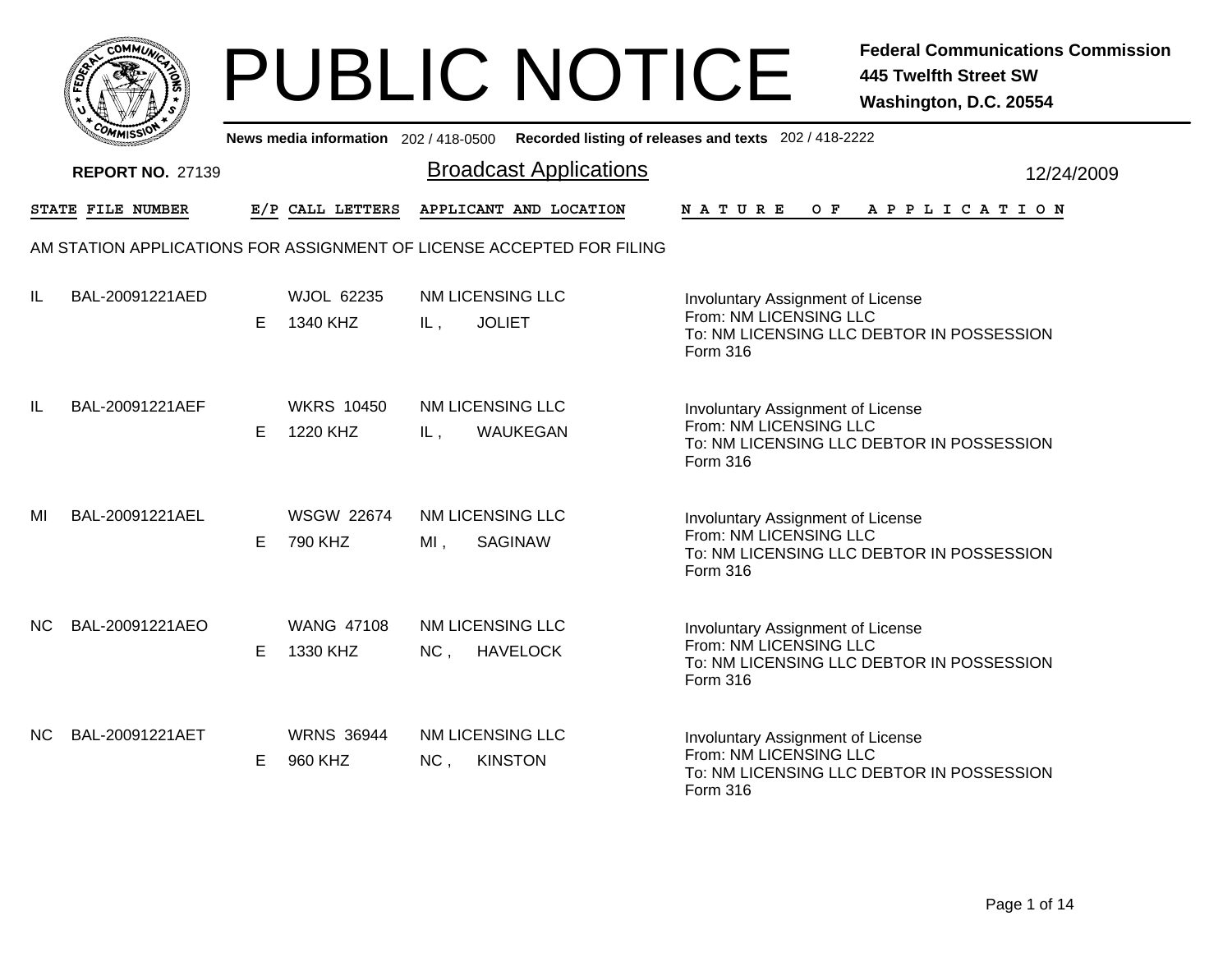# PUBLIC NOTICE

**Federal Communications Commission**
**445 Twelfth Street SW**
**Washington, D.C. 20554**

**News media information** 202 / 418-0500 **Recorded listing of releases and texts** 202 / 418-2222

**REPORT NO.** 27139

## Broadcast Applications

12/24/2009

AM STATION APPLICATIONS FOR ASSIGNMENT OF LICENSE ACCEPTED FOR FILING

| STATE | FILE NUMBER | E/P | CALL LETTERS | APPLICANT AND LOCATION | NATURE OF APPLICATION |
|---|---|---|---|---|---|
| IL | BAL-20091221AED | E | WJOL 62235<br>1340 KHZ | NM LICENSING LLC<br>IL , JOLIET | Involuntary Assignment of License<br>From: NM LICENSING LLC<br>To: NM LICENSING LLC DEBTOR IN POSSESSION<br>Form 316 |
| IL | BAL-20091221AEF | E | WKRS 10450<br>1220 KHZ | NM LICENSING LLC<br>IL , WAUKEGAN | Involuntary Assignment of License<br>From: NM LICENSING LLC<br>To: NM LICENSING LLC DEBTOR IN POSSESSION<br>Form 316 |
| MI | BAL-20091221AEL | E | WSGW 22674<br>790 KHZ | NM LICENSING LLC<br>MI , SAGINAW | Involuntary Assignment of License<br>From: NM LICENSING LLC<br>To: NM LICENSING LLC DEBTOR IN POSSESSION<br>Form 316 |
| NC | BAL-20091221AEO | E | WANG 47108<br>1330 KHZ | NM LICENSING LLC<br>NC , HAVELOCK | Involuntary Assignment of License<br>From: NM LICENSING LLC<br>To: NM LICENSING LLC DEBTOR IN POSSESSION<br>Form 316 |
| NC | BAL-20091221AET | E | WRNS 36944<br>960 KHZ | NM LICENSING LLC<br>NC , KINSTON | Involuntary Assignment of License<br>From: NM LICENSING LLC<br>To: NM LICENSING LLC DEBTOR IN POSSESSION<br>Form 316 |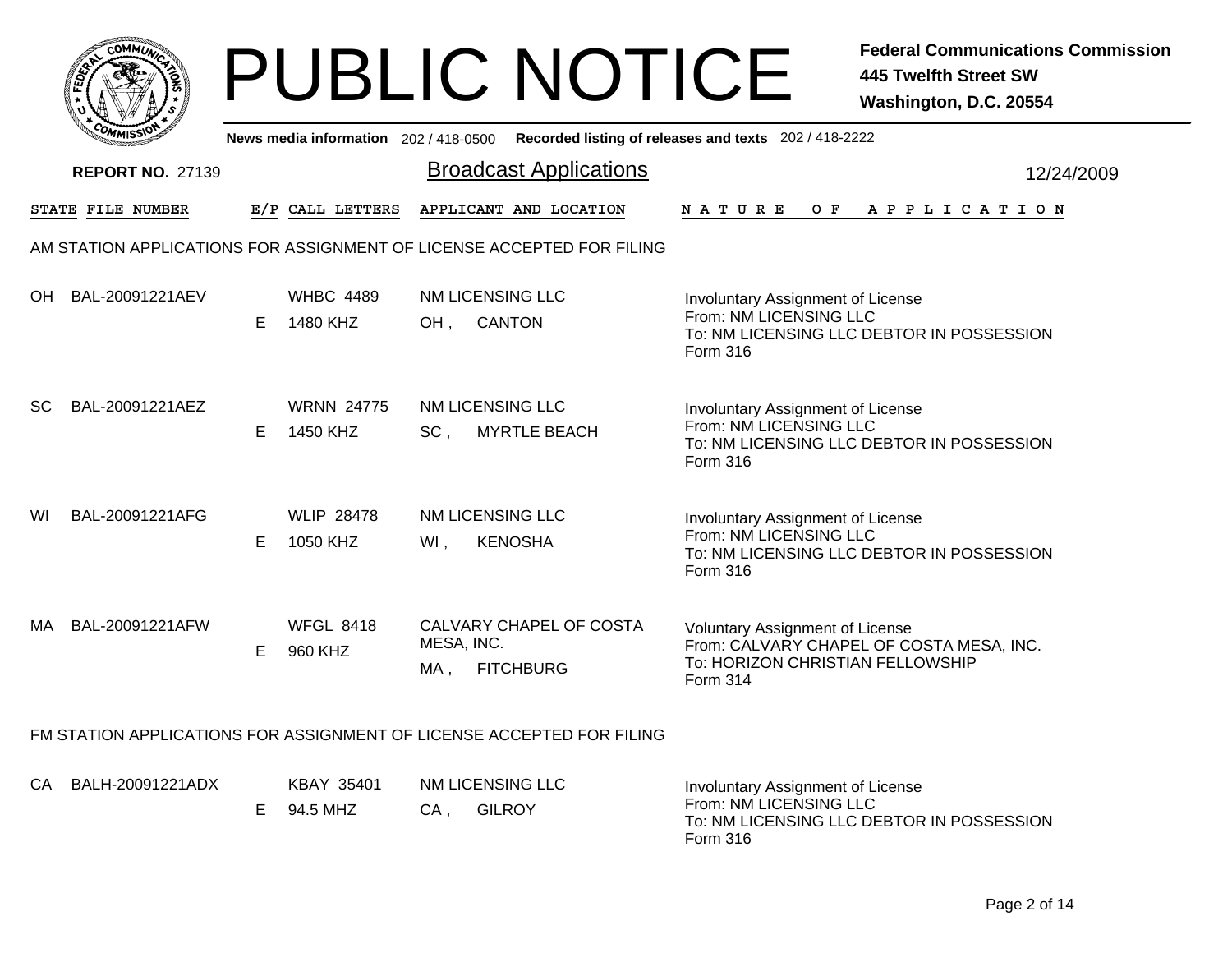# PUBLIC NOTICE

**Federal Communications Commission**
**445 Twelfth Street SW**
**Washington, D.C. 20554**

News media information 202 / 418-0500 Recorded listing of releases and texts 202 / 418-2222

**REPORT NO.** 27139

## Broadcast Applications

12/24/2009

| STATE | FILE NUMBER | E/P | CALL LETTERS | APPLICANT AND LOCATION | NATURE OF APPLICATION |
|---|---|---|---|---|---|

### AM STATION APPLICATIONS FOR ASSIGNMENT OF LICENSE ACCEPTED FOR FILING

| STATE | FILE NUMBER | E/P | CALL LETTERS | APPLICANT AND LOCATION | NATURE OF APPLICATION |
|---|---|---|---|---|---|
| OH | BAL-20091221AEV | E | WHBC 4489<br>1480 KHZ | NM LICENSING LLC<br>OH , CANTON | Involuntary Assignment of License<br>From: NM LICENSING LLC<br>To: NM LICENSING LLC DEBTOR IN POSSESSION<br>Form 316 |
| SC | BAL-20091221AEZ | E | WRNN 24775<br>1450 KHZ | NM LICENSING LLC<br>SC , MYRTLE BEACH | Involuntary Assignment of License<br>From: NM LICENSING LLC<br>To: NM LICENSING LLC DEBTOR IN POSSESSION<br>Form 316 |
| WI | BAL-20091221AFG | E | WLIP 28478<br>1050 KHZ | NM LICENSING LLC<br>WI , KENOSHA | Involuntary Assignment of License<br>From: NM LICENSING LLC<br>To: NM LICENSING LLC DEBTOR IN POSSESSION<br>Form 316 |
| MA | BAL-20091221AFW | E | WFGL 8418<br>960 KHZ | CALVARY CHAPEL OF COSTA MESA, INC.<br>MA , FITCHBURG | Voluntary Assignment of License<br>From: CALVARY CHAPEL OF COSTA MESA, INC.<br>To: HORIZON CHRISTIAN FELLOWSHIP<br>Form 314 |

### FM STATION APPLICATIONS FOR ASSIGNMENT OF LICENSE ACCEPTED FOR FILING

| STATE | FILE NUMBER | E/P | CALL LETTERS | APPLICANT AND LOCATION | NATURE OF APPLICATION |
|---|---|---|---|---|---|
| CA | BALH-20091221ADX | E | KBAY 35401<br>94.5 MHZ | NM LICENSING LLC<br>CA , GILROY | Involuntary Assignment of License<br>From: NM LICENSING LLC<br>To: NM LICENSING LLC DEBTOR IN POSSESSION<br>Form 316 |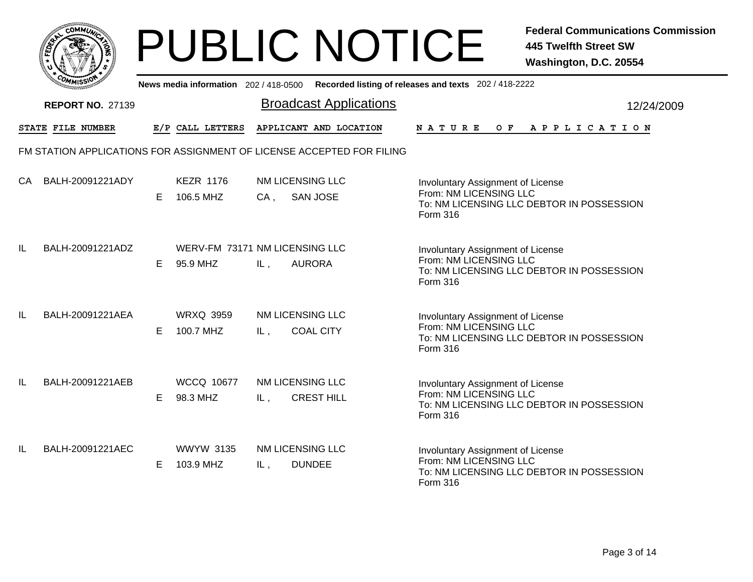# PUBLIC NOTICE

**Federal Communications Commission**
**445 Twelfth Street SW**
**Washington, D.C. 20554**

News media information 202 / 418-0500 Recorded listing of releases and texts 202 / 418-2222

**REPORT NO. 27139** | Broadcast Applications | 12/24/2009

## FM STATION APPLICATIONS FOR ASSIGNMENT OF LICENSE ACCEPTED FOR FILING

| STATE | FILE NUMBER | E/P | CALL LETTERS | APPLICANT AND LOCATION | NATURE OF APPLICATION |
|---|---|---|---|---|---|
| CA | BALH-20091221ADY | E | KEZR 1176<br>106.5 MHZ | NM LICENSING LLC<br>CA , SAN JOSE | Involuntary Assignment of License<br>From: NM LICENSING LLC<br>To: NM LICENSING LLC DEBTOR IN POSSESSION<br>Form 316 |
| IL | BALH-20091221ADZ | E | WERV-FM 73171<br>95.9 MHZ | NM LICENSING LLC<br>IL , AURORA | Involuntary Assignment of License<br>From: NM LICENSING LLC<br>To: NM LICENSING LLC DEBTOR IN POSSESSION<br>Form 316 |
| IL | BALH-20091221AEA | E | WRXQ 3959<br>100.7 MHZ | NM LICENSING LLC<br>IL , COAL CITY | Involuntary Assignment of License<br>From: NM LICENSING LLC<br>To: NM LICENSING LLC DEBTOR IN POSSESSION<br>Form 316 |
| IL | BALH-20091221AEB | E | WCCQ 10677<br>98.3 MHZ | NM LICENSING LLC<br>IL , CREST HILL | Involuntary Assignment of License<br>From: NM LICENSING LLC<br>To: NM LICENSING LLC DEBTOR IN POSSESSION<br>Form 316 |
| IL | BALH-20091221AEC | E | WWYW 3135<br>103.9 MHZ | NM LICENSING LLC<br>IL , DUNDEE | Involuntary Assignment of License<br>From: NM LICENSING LLC<br>To: NM LICENSING LLC DEBTOR IN POSSESSION<br>Form 316 |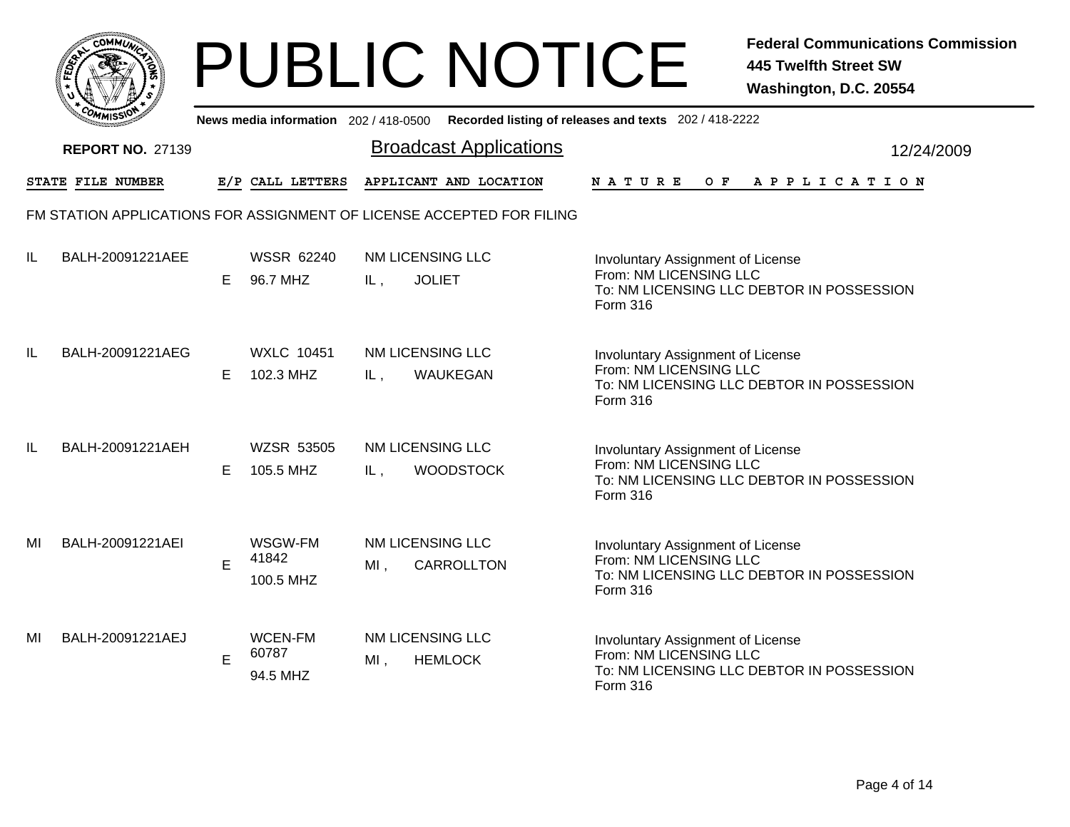# PUBLIC NOTICE

**Federal Communications Commission**
**445 Twelfth Street SW**
**Washington, D.C. 20554**

News media information 202 / 418-0500 Recorded listing of releases and texts 202 / 418-2222

**REPORT NO.** 27139

## Broadcast Applications

12/24/2009

FM STATION APPLICATIONS FOR ASSIGNMENT OF LICENSE ACCEPTED FOR FILING

| STATE | FILE NUMBER | E/P | CALL LETTERS | APPLICANT AND LOCATION | NATURE OF APPLICATION |
|---|---|---|---|---|---|
| IL | BALH-20091221AEE | E | WSSR 62240<br>96.7 MHZ | NM LICENSING LLC<br>IL , JOLIET | Involuntary Assignment of License<br>From: NM LICENSING LLC<br>To: NM LICENSING LLC DEBTOR IN POSSESSION<br>Form 316 |
| IL | BALH-20091221AEG | E | WXLC 10451<br>102.3 MHZ | NM LICENSING LLC<br>IL , WAUKEGAN | Involuntary Assignment of License<br>From: NM LICENSING LLC<br>To: NM LICENSING LLC DEBTOR IN POSSESSION<br>Form 316 |
| IL | BALH-20091221AEH | E | WZSR 53505<br>105.5 MHZ | NM LICENSING LLC<br>IL , WOODSTOCK | Involuntary Assignment of License<br>From: NM LICENSING LLC<br>To: NM LICENSING LLC DEBTOR IN POSSESSION<br>Form 316 |
| MI | BALH-20091221AEI | E | WSGW-FM 41842<br>100.5 MHZ | NM LICENSING LLC<br>MI , CARROLLTON | Involuntary Assignment of License<br>From: NM LICENSING LLC<br>To: NM LICENSING LLC DEBTOR IN POSSESSION<br>Form 316 |
| MI | BALH-20091221AEJ | E | WCEN-FM 60787<br>94.5 MHZ | NM LICENSING LLC<br>MI , HEMLOCK | Involuntary Assignment of License<br>From: NM LICENSING LLC<br>To: NM LICENSING LLC DEBTOR IN POSSESSION<br>Form 316 |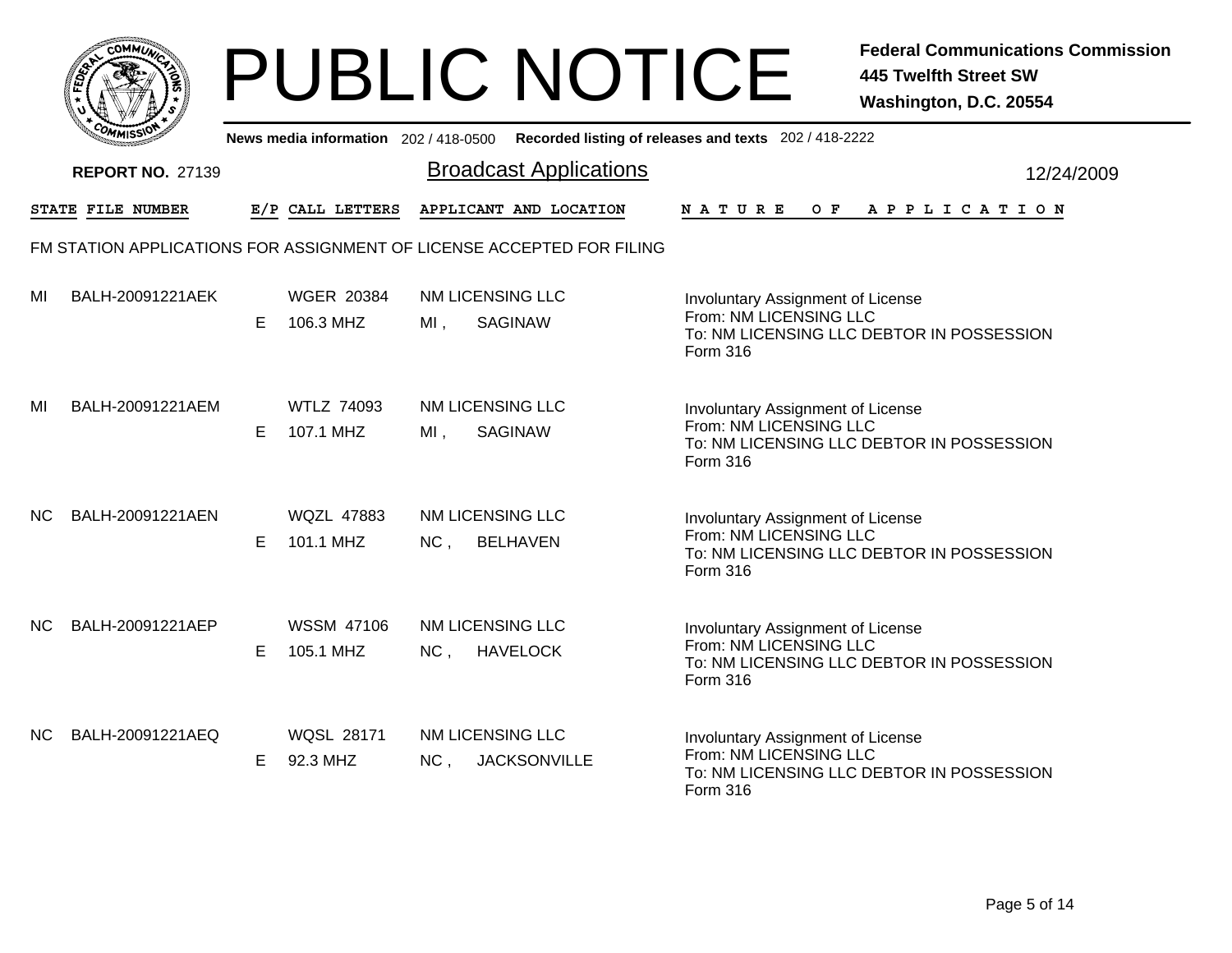# PUBLIC NOTICE

**Federal Communications Commission**
**445 Twelfth Street SW**
**Washington, D.C. 20554**

News media information 202 / 418-0500 Recorded listing of releases and texts 202 / 418-2222

**REPORT NO.** 27139

## Broadcast Applications

12/24/2009

FM STATION APPLICATIONS FOR ASSIGNMENT OF LICENSE ACCEPTED FOR FILING

| STATE | FILE NUMBER | E/P | CALL LETTERS | APPLICANT AND LOCATION | NATURE OF APPLICATION |
|---|---|---|---|---|---|
| MI | BALH-20091221AEK | E | WGER 20384<br>106.3 MHZ | NM LICENSING LLC<br>MI , SAGINAW | Involuntary Assignment of License<br>From: NM LICENSING LLC<br>To: NM LICENSING LLC DEBTOR IN POSSESSION<br>Form 316 |
| MI | BALH-20091221AEM | E | WTLZ 74093<br>107.1 MHZ | NM LICENSING LLC<br>MI , SAGINAW | Involuntary Assignment of License<br>From: NM LICENSING LLC<br>To: NM LICENSING LLC DEBTOR IN POSSESSION<br>Form 316 |
| NC | BALH-20091221AEN | E | WQZL 47883<br>101.1 MHZ | NM LICENSING LLC<br>NC , BELHAVEN | Involuntary Assignment of License<br>From: NM LICENSING LLC<br>To: NM LICENSING LLC DEBTOR IN POSSESSION<br>Form 316 |
| NC | BALH-20091221AEP | E | WSSM 47106<br>105.1 MHZ | NM LICENSING LLC<br>NC , HAVELOCK | Involuntary Assignment of License<br>From: NM LICENSING LLC<br>To: NM LICENSING LLC DEBTOR IN POSSESSION<br>Form 316 |
| NC | BALH-20091221AEQ | E | WQSL 28171<br>92.3 MHZ | NM LICENSING LLC<br>NC , JACKSONVILLE | Involuntary Assignment of License<br>From: NM LICENSING LLC<br>To: NM LICENSING LLC DEBTOR IN POSSESSION<br>Form 316 |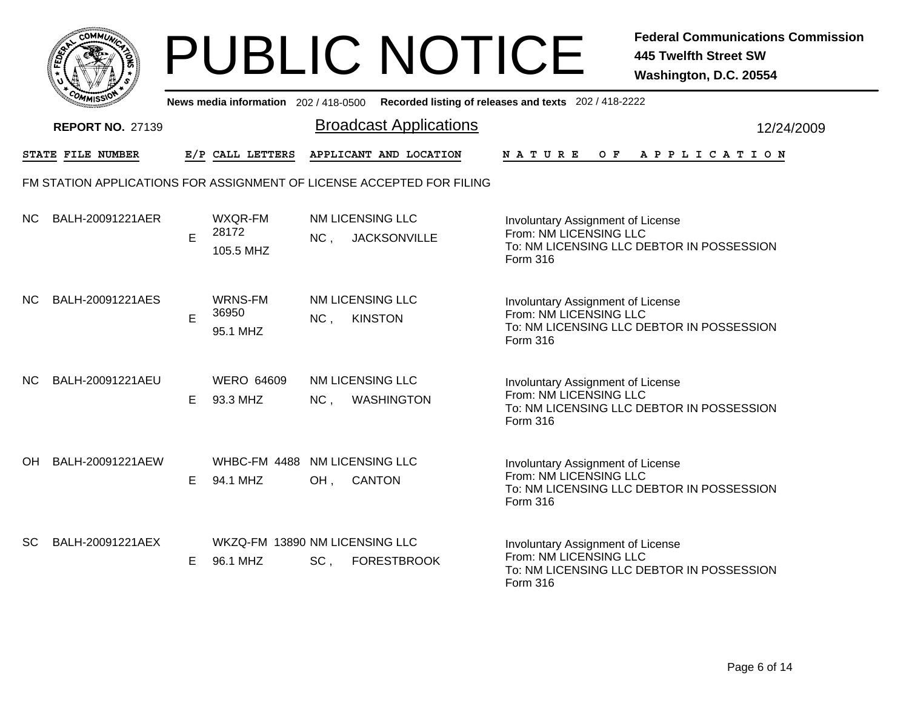# PUBLIC NOTICE

**Federal Communications Commission**
**445 Twelfth Street SW**
**Washington, D.C. 20554**

News media information 202 / 418-0500 Recorded listing of releases and texts 202 / 418-2222

**REPORT NO.** 27139

## Broadcast Applications

12/24/2009

### FM STATION APPLICATIONS FOR ASSIGNMENT OF LICENSE ACCEPTED FOR FILING

| STATE | FILE NUMBER | E/P | CALL LETTERS | APPLICANT AND LOCATION | NATURE OF APPLICATION |
|---|---|---|---|---|---|
| NC | BALH-20091221AER | E | WXQR-FM 28172 105.5 MHZ | NM LICENSING LLC NC , JACKSONVILLE | Involuntary Assignment of License From: NM LICENSING LLC To: NM LICENSING LLC DEBTOR IN POSSESSION Form 316 |
| NC | BALH-20091221AES | E | WRNS-FM 36950 95.1 MHZ | NM LICENSING LLC NC , KINSTON | Involuntary Assignment of License From: NM LICENSING LLC To: NM LICENSING LLC DEBTOR IN POSSESSION Form 316 |
| NC | BALH-20091221AEU | E | WERO 64609 93.3 MHZ | NM LICENSING LLC NC , WASHINGTON | Involuntary Assignment of License From: NM LICENSING LLC To: NM LICENSING LLC DEBTOR IN POSSESSION Form 316 |
| OH | BALH-20091221AEW | E | WHBC-FM 4488 94.1 MHZ | NM LICENSING LLC OH , CANTON | Involuntary Assignment of License From: NM LICENSING LLC To: NM LICENSING LLC DEBTOR IN POSSESSION Form 316 |
| SC | BALH-20091221AEX | E | WKZQ-FM 13890 96.1 MHZ | NM LICENSING LLC SC , FORESTBROOK | Involuntary Assignment of License From: NM LICENSING LLC To: NM LICENSING LLC DEBTOR IN POSSESSION Form 316 |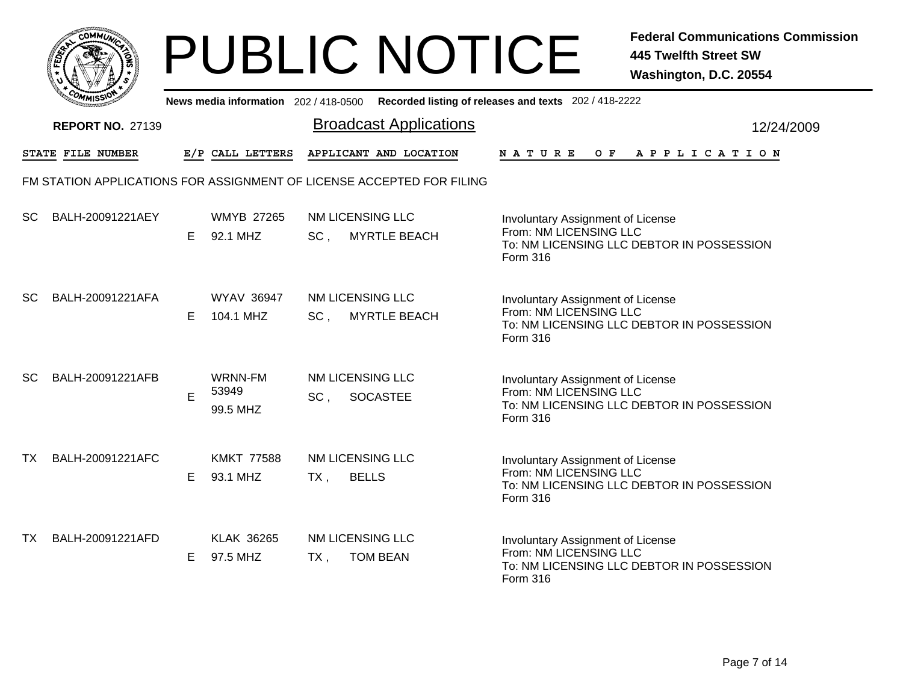# PUBLIC NOTICE

**Federal Communications Commission**
**445 Twelfth Street SW**
**Washington, D.C. 20554**

News media information 202 / 418-0500 Recorded listing of releases and texts 202 / 418-2222

**REPORT NO.** 27139

## Broadcast Applications

12/24/2009

### FM STATION APPLICATIONS FOR ASSIGNMENT OF LICENSE ACCEPTED FOR FILING

| STATE | FILE NUMBER | E/P | CALL LETTERS | APPLICANT AND LOCATION | NATURE OF APPLICATION |
|---|---|---|---|---|---|
| SC | BALH-20091221AEY | E | WMYB 27265<br>92.1 MHZ | NM LICENSING LLC<br>SC , MYRTLE BEACH | Involuntary Assignment of License<br>From: NM LICENSING LLC<br>To: NM LICENSING LLC DEBTOR IN POSSESSION<br>Form 316 |
| SC | BALH-20091221AFA | E | WYAV 36947<br>104.1 MHZ | NM LICENSING LLC<br>SC , MYRTLE BEACH | Involuntary Assignment of License<br>From: NM LICENSING LLC<br>To: NM LICENSING LLC DEBTOR IN POSSESSION<br>Form 316 |
| SC | BALH-20091221AFB | E | WRNN-FM 53949<br>99.5 MHZ | NM LICENSING LLC<br>SC , SOCASTEE | Involuntary Assignment of License<br>From: NM LICENSING LLC<br>To: NM LICENSING LLC DEBTOR IN POSSESSION<br>Form 316 |
| TX | BALH-20091221AFC | E | KMKT 77588<br>93.1 MHZ | NM LICENSING LLC<br>TX , BELLS | Involuntary Assignment of License<br>From: NM LICENSING LLC<br>To: NM LICENSING LLC DEBTOR IN POSSESSION<br>Form 316 |
| TX | BALH-20091221AFD | E | KLAK 36265<br>97.5 MHZ | NM LICENSING LLC<br>TX , TOM BEAN | Involuntary Assignment of License<br>From: NM LICENSING LLC<br>To: NM LICENSING LLC DEBTOR IN POSSESSION<br>Form 316 |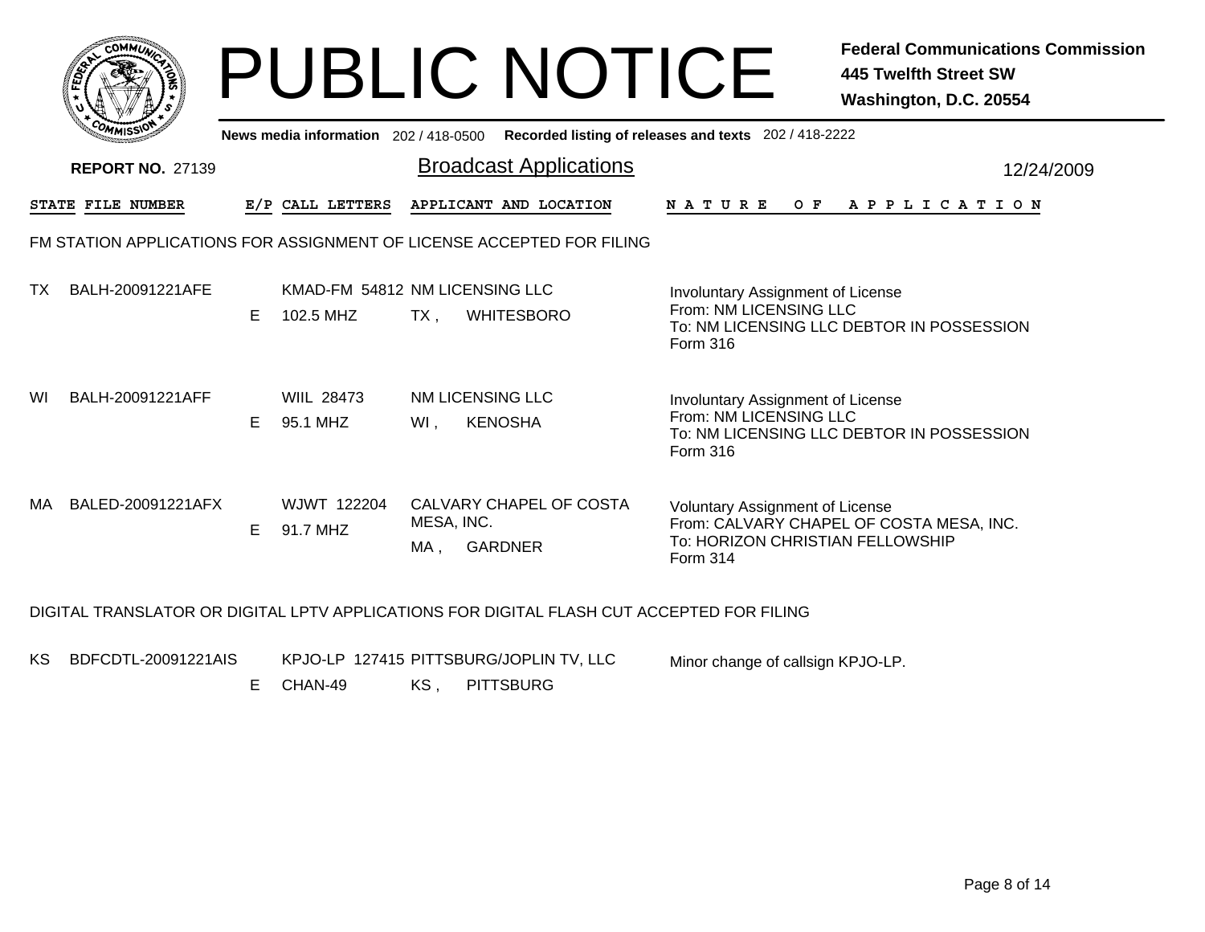# PUBLIC NOTICE

**Federal Communications Commission**
**445 Twelfth Street SW**
**Washington, D.C. 20554**

News media information 202 / 418-0500 Recorded listing of releases and texts 202 / 418-2222

**REPORT NO.** 27139

## Broadcast Applications

12/24/2009

| STATE | FILE NUMBER | E/P | CALL LETTERS | APPLICANT AND LOCATION | NATURE OF APPLICATION |
|---|---|---|---|---|---|

### FM STATION APPLICATIONS FOR ASSIGNMENT OF LICENSE ACCEPTED FOR FILING

| STATE | FILE NUMBER | E/P | CALL LETTERS | APPLICANT AND LOCATION | NATURE OF APPLICATION |
|---|---|---|---|---|---|
| TX | BALH-20091221AFE | E | KMAD-FM 54812<br>102.5 MHZ | NM LICENSING LLC<br>TX , WHITESBORO | Involuntary Assignment of License<br>From: NM LICENSING LLC<br>To: NM LICENSING LLC DEBTOR IN POSSESSION<br>Form 316 |
| WI | BALH-20091221AFF | E | WIIL 28473<br>95.1 MHZ | NM LICENSING LLC<br>WI , KENOSHA | Involuntary Assignment of License<br>From: NM LICENSING LLC<br>To: NM LICENSING LLC DEBTOR IN POSSESSION<br>Form 316 |
| MA | BALED-20091221AFX | E | WJWT 122204<br>91.7 MHZ | CALVARY CHAPEL OF COSTA MESA, INC.<br>MA , GARDNER | Voluntary Assignment of License<br>From: CALVARY CHAPEL OF COSTA MESA, INC.<br>To: HORIZON CHRISTIAN FELLOWSHIP<br>Form 314 |

### DIGITAL TRANSLATOR OR DIGITAL LPTV APPLICATIONS FOR DIGITAL FLASH CUT ACCEPTED FOR FILING

| STATE | FILE NUMBER | E/P | CALL LETTERS | APPLICANT AND LOCATION | NATURE OF APPLICATION |
|---|---|---|---|---|---|
| KS | BDFCDTL-20091221AIS | E | KPJO-LP 127415<br>CHAN-49 | PITTSBURG/JOPLIN TV, LLC<br>KS , PITTSBURG | Minor change of callsign KPJO-LP. |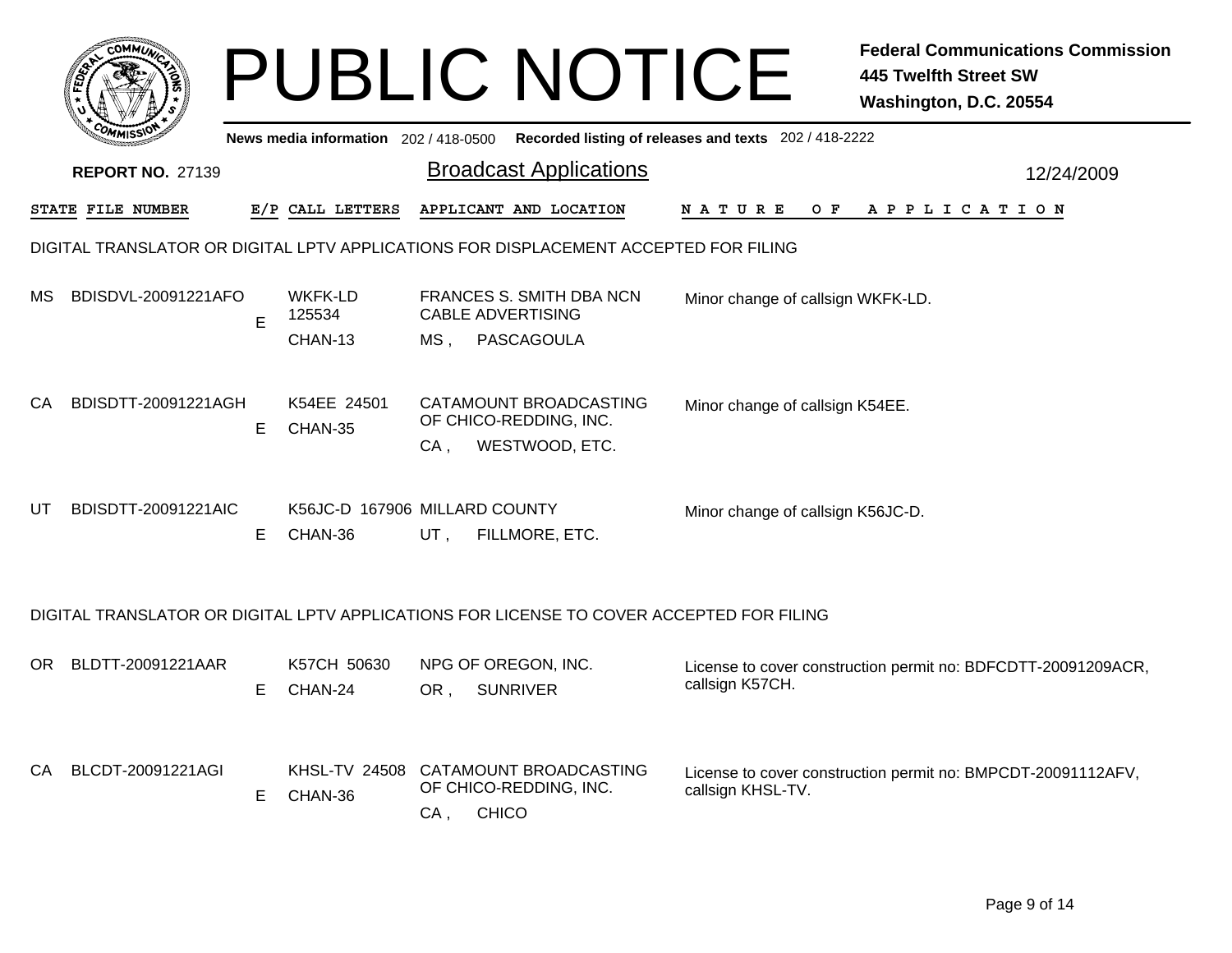# PUBLIC NOTICE

**Federal Communications Commission**
**445 Twelfth Street SW**
**Washington, D.C. 20554**

News media information 202 / 418-0500 Recorded listing of releases and texts 202 / 418-2222

**REPORT NO.** 27139

## Broadcast Applications

12/24/2009

### DIGITAL TRANSLATOR OR DIGITAL LPTV APPLICATIONS FOR DISPLACEMENT ACCEPTED FOR FILING

| STATE | FILE NUMBER | E/P | CALL LETTERS | APPLICANT AND LOCATION | NATURE OF APPLICATION |
|---|---|---|---|---|---|
| MS | BDISDVL-20091221AFO | E | WKFK-LD 125534 CHAN-13 | FRANCES S. SMITH DBA NCN CABLE ADVERTISING MS , PASCAGOULA | Minor change of callsign WKFK-LD. |
| CA | BDISDTT-20091221AGH | E | K54EE 24501 CHAN-35 | CATAMOUNT BROADCASTING OF CHICO-REDDING, INC. CA , WESTWOOD, ETC. | Minor change of callsign K54EE. |
| UT | BDISDTT-20091221AIC | E | K56JC-D 167906 CHAN-36 | MILLARD COUNTY UT , FILLMORE, ETC. | Minor change of callsign K56JC-D. |

### DIGITAL TRANSLATOR OR DIGITAL LPTV APPLICATIONS FOR LICENSE TO COVER ACCEPTED FOR FILING

| STATE | FILE NUMBER | E/P | CALL LETTERS | APPLICANT AND LOCATION | NATURE OF APPLICATION |
|---|---|---|---|---|---|
| OR | BLDTT-20091221AAR | E | K57CH 50630 CHAN-24 | NPG OF OREGON, INC. OR , SUNRIVER | License to cover construction permit no: BDFCDTT-20091209ACR, callsign K57CH. |
| CA | BLCDT-20091221AGI | E | KHSL-TV 24508 CHAN-36 | CATAMOUNT BROADCASTING OF CHICO-REDDING, INC. CA , CHICO | License to cover construction permit no: BMPCDT-20091112AFV, callsign KHSL-TV. |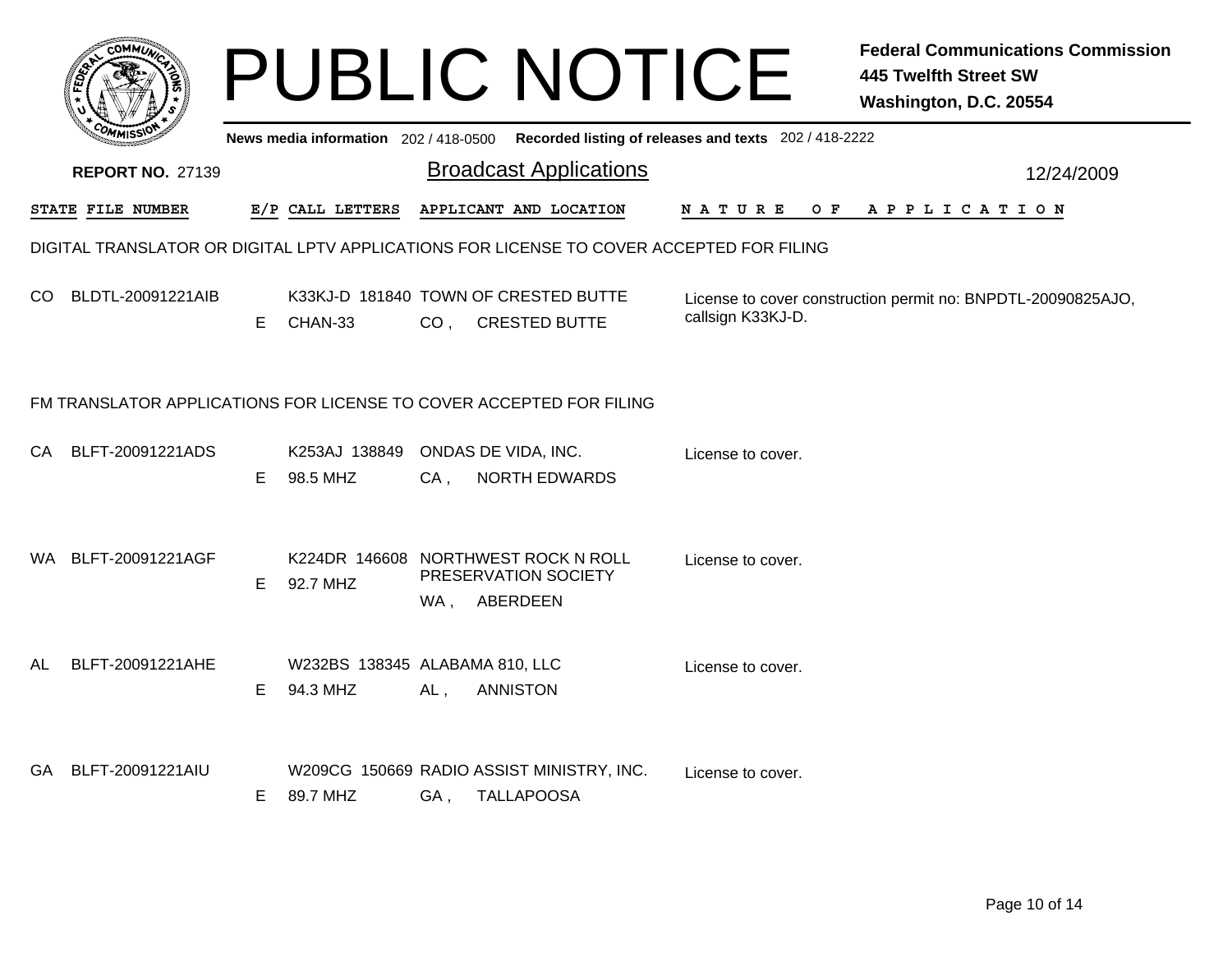# PUBLIC NOTICE

**Federal Communications Commission**
**445 Twelfth Street SW**
**Washington, D.C. 20554**

News media information 202 / 418-0500 Recorded listing of releases and texts 202 / 418-2222

**REPORT NO.** 27139

## Broadcast Applications

12/24/2009

| STATE | FILE NUMBER | E/P | CALL LETTERS | APPLICANT AND LOCATION | NATURE OF APPLICATION |
|---|---|---|---|---|---|

### DIGITAL TRANSLATOR OR DIGITAL LPTV APPLICATIONS FOR LICENSE TO COVER ACCEPTED FOR FILING

| STATE | FILE NUMBER | E/P | CALL LETTERS | APPLICANT AND LOCATION | NATURE OF APPLICATION |
|---|---|---|---|---|---|
| CO | BLDTL-20091221AIB | E | K33KJ-D 181840 CHAN-33 | TOWN OF CRESTED BUTTE CO , CRESTED BUTTE | License to cover construction permit no: BNPDTL-20090825AJO, callsign K33KJ-D. |

### FM TRANSLATOR APPLICATIONS FOR LICENSE TO COVER ACCEPTED FOR FILING

| STATE | FILE NUMBER | E/P | CALL LETTERS | APPLICANT AND LOCATION | NATURE OF APPLICATION |
|---|---|---|---|---|---|
| CA | BLFT-20091221ADS | E | K253AJ 138849 98.5 MHZ | ONDAS DE VIDA, INC. CA , NORTH EDWARDS | License to cover. |
| WA | BLFT-20091221AGF | E | K224DR 146608 92.7 MHZ | NORTHWEST ROCK N ROLL PRESERVATION SOCIETY WA , ABERDEEN | License to cover. |
| AL | BLFT-20091221AHE | E | W232BS 138345 94.3 MHZ | ALABAMA 810, LLC AL , ANNISTON | License to cover. |
| GA | BLFT-20091221AIU | E | W209CG 150669 89.7 MHZ | RADIO ASSIST MINISTRY, INC. GA , TALLAPOOSA | License to cover. |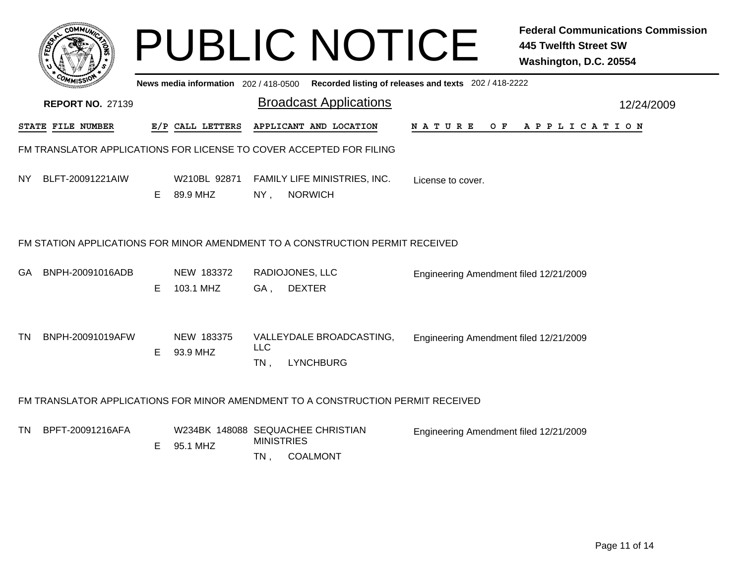# PUBLIC NOTICE

**Federal Communications Commission**
**445 Twelfth Street SW**
**Washington, D.C. 20554**

News media information 202 / 418-0500 Recorded listing of releases and texts 202 / 418-2222

**REPORT NO.** 27139

## Broadcast Applications

12/24/2009

### FM TRANSLATOR APPLICATIONS FOR LICENSE TO COVER ACCEPTED FOR FILING

| STATE | FILE NUMBER | E/P | CALL LETTERS | APPLICANT AND LOCATION | NATURE OF APPLICATION |
|---|---|---|---|---|---|
| NY | BLFT-20091221AIW | E | W210BL 92871<br>89.9 MHZ | FAMILY LIFE MINISTRIES, INC.<br>NY , NORWICH | License to cover. |

### FM STATION APPLICATIONS FOR MINOR AMENDMENT TO A CONSTRUCTION PERMIT RECEIVED

| STATE | FILE NUMBER | E/P | CALL LETTERS | APPLICANT AND LOCATION | NATURE OF APPLICATION |
|---|---|---|---|---|---|
| GA | BNPH-20091016ADB | E | NEW 183372<br>103.1 MHZ | RADIOJONES, LLC<br>GA , DEXTER | Engineering Amendment filed 12/21/2009 |
| TN | BNPH-20091019AFW | E | NEW 183375<br>93.9 MHZ | VALLEYDALE BROADCASTING, LLC<br>TN , LYNCHBURG | Engineering Amendment filed 12/21/2009 |

### FM TRANSLATOR APPLICATIONS FOR MINOR AMENDMENT TO A CONSTRUCTION PERMIT RECEIVED

| STATE | FILE NUMBER | E/P | CALL LETTERS | APPLICANT AND LOCATION | NATURE OF APPLICATION |
|---|---|---|---|---|---|
| TN | BPFT-20091216AFA | E | W234BK 148088<br>95.1 MHZ | SEQUACHEE CHRISTIAN MINISTRIES<br>TN , COALMONT | Engineering Amendment filed 12/21/2009 |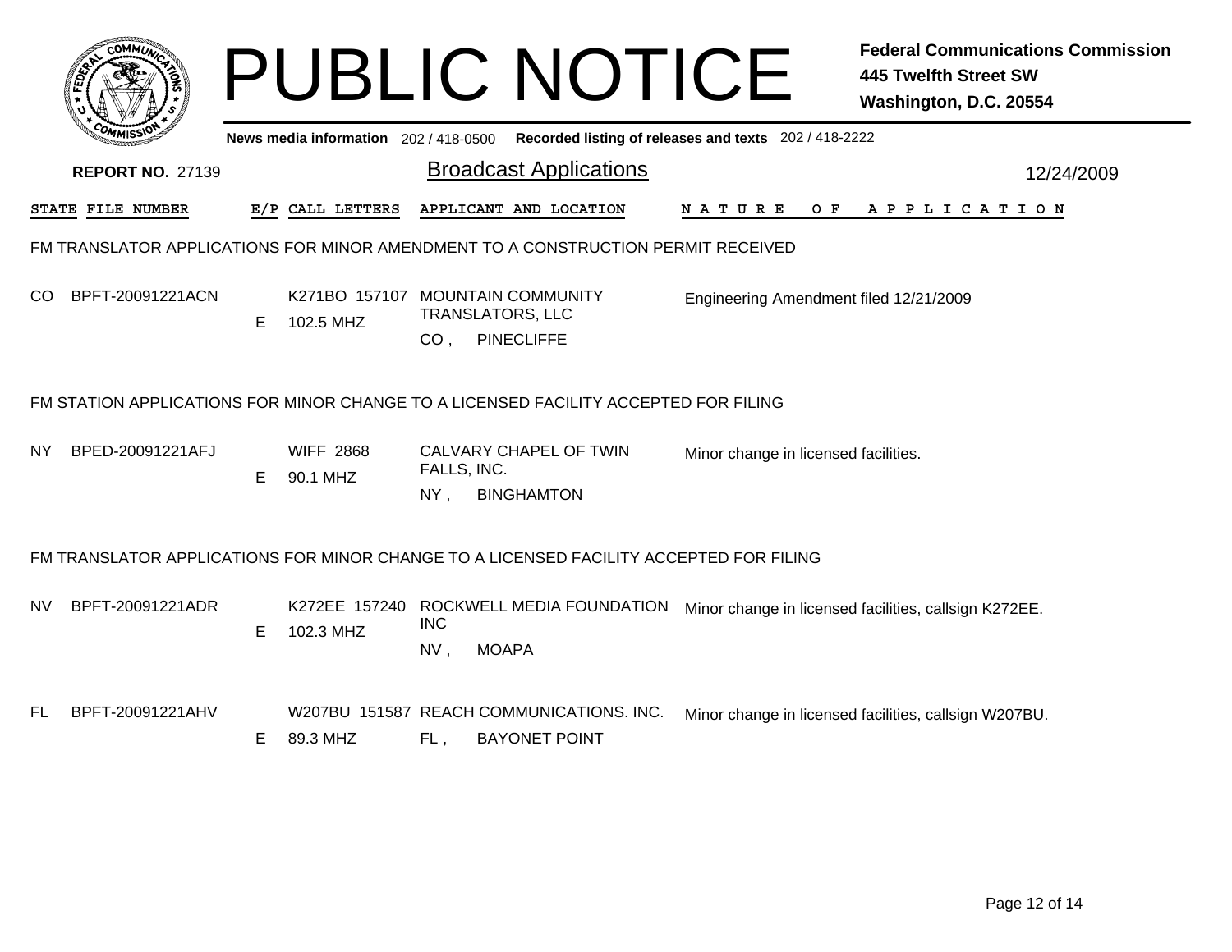# PUBLIC NOTICE

**Federal Communications Commission**
**445 Twelfth Street SW**
**Washington, D.C. 20554**

News media information 202 / 418-0500 Recorded listing of releases and texts 202 / 418-2222

**REPORT NO.** 27139

## Broadcast Applications

12/24/2009

| STATE | FILE NUMBER | E/P | CALL LETTERS | APPLICANT AND LOCATION | NATURE OF APPLICATION |
|---|---|---|---|---|---|

### FM TRANSLATOR APPLICATIONS FOR MINOR AMENDMENT TO A CONSTRUCTION PERMIT RECEIVED

| STATE | FILE NUMBER | E/P | CALL LETTERS | APPLICANT AND LOCATION | NATURE OF APPLICATION |
|---|---|---|---|---|---|
| CO | BPFT-20091221ACN | E | K271BO 157107 102.5 MHZ | MOUNTAIN COMMUNITY TRANSLATORS, LLC CO , PINECLIFFE | Engineering Amendment filed 12/21/2009 |

### FM STATION APPLICATIONS FOR MINOR CHANGE TO A LICENSED FACILITY ACCEPTED FOR FILING

| STATE | FILE NUMBER | E/P | CALL LETTERS | APPLICANT AND LOCATION | NATURE OF APPLICATION |
|---|---|---|---|---|---|
| NY | BPED-20091221AFJ | E | WIFF 2868 90.1 MHZ | CALVARY CHAPEL OF TWIN FALLS, INC. NY , BINGHAMTON | Minor change in licensed facilities. |

### FM TRANSLATOR APPLICATIONS FOR MINOR CHANGE TO A LICENSED FACILITY ACCEPTED FOR FILING

| STATE | FILE NUMBER | E/P | CALL LETTERS | APPLICANT AND LOCATION | NATURE OF APPLICATION |
|---|---|---|---|---|---|
| NV | BPFT-20091221ADR | E | K272EE 157240 102.3 MHZ | ROCKWELL MEDIA FOUNDATION INC NV , MOAPA | Minor change in licensed facilities, callsign K272EE. |
| FL | BPFT-20091221AHV | E | W207BU 151587 89.3 MHZ | REACH COMMUNICATIONS. INC. FL , BAYONET POINT | Minor change in licensed facilities, callsign W207BU. |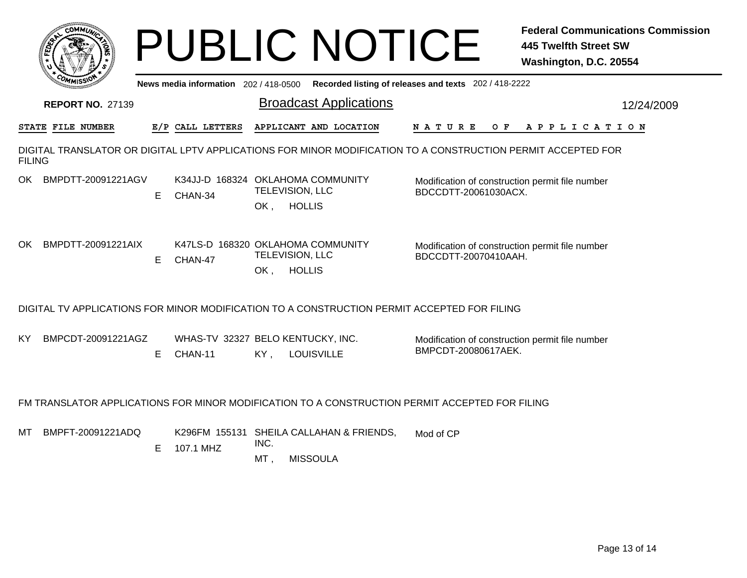# PUBLIC NOTICE

**Federal Communications Commission**
**445 Twelfth Street SW**
**Washington, D.C. 20554**

**News media information** 202 / 418-0500 **Recorded listing of releases and texts** 202 / 418-2222

**REPORT NO.** 27139

## Broadcast Applications

12/24/2009

| STATE | FILE NUMBER | E/P | CALL LETTERS | APPLICANT AND LOCATION | NATURE OF APPLICATION |
|---|---|---|---|---|---|

DIGITAL TRANSLATOR OR DIGITAL LPTV APPLICATIONS FOR MINOR MODIFICATION TO A CONSTRUCTION PERMIT ACCEPTED FOR FILING

| STATE | FILE NUMBER | E/P | CALL LETTERS | APPLICANT AND LOCATION | NATURE OF APPLICATION |
|---|---|---|---|---|---|
| OK | BMPDTT-20091221AGV | E | K34JJ-D 168324 CHAN-34 | OKLAHOMA COMMUNITY TELEVISION, LLC OK , HOLLIS | Modification of construction permit file number BDCCDTT-20061030ACX. |
| OK | BMPDTT-20091221AIX | E | K47LS-D 168320 CHAN-47 | OKLAHOMA COMMUNITY TELEVISION, LLC OK , HOLLIS | Modification of construction permit file number BDCCDTT-20070410AAH. |

DIGITAL TV APPLICATIONS FOR MINOR MODIFICATION TO A CONSTRUCTION PERMIT ACCEPTED FOR FILING

| STATE | FILE NUMBER | E/P | CALL LETTERS | APPLICANT AND LOCATION | NATURE OF APPLICATION |
|---|---|---|---|---|---|
| KY | BMPCDT-20091221AGZ | E | WHAS-TV 32327 CHAN-11 | BELO KENTUCKY, INC. KY , LOUISVILLE | Modification of construction permit file number BMPCDT-20080617AEK. |

FM TRANSLATOR APPLICATIONS FOR MINOR MODIFICATION TO A CONSTRUCTION PERMIT ACCEPTED FOR FILING

| STATE | FILE NUMBER | E/P | CALL LETTERS | APPLICANT AND LOCATION | NATURE OF APPLICATION |
|---|---|---|---|---|---|
| MT | BMPFT-20091221ADQ | E | K296FM 155131 107.1 MHZ | SHEILA CALLAHAN & FRIENDS, INC. MT , MISSOULA | Mod of CP |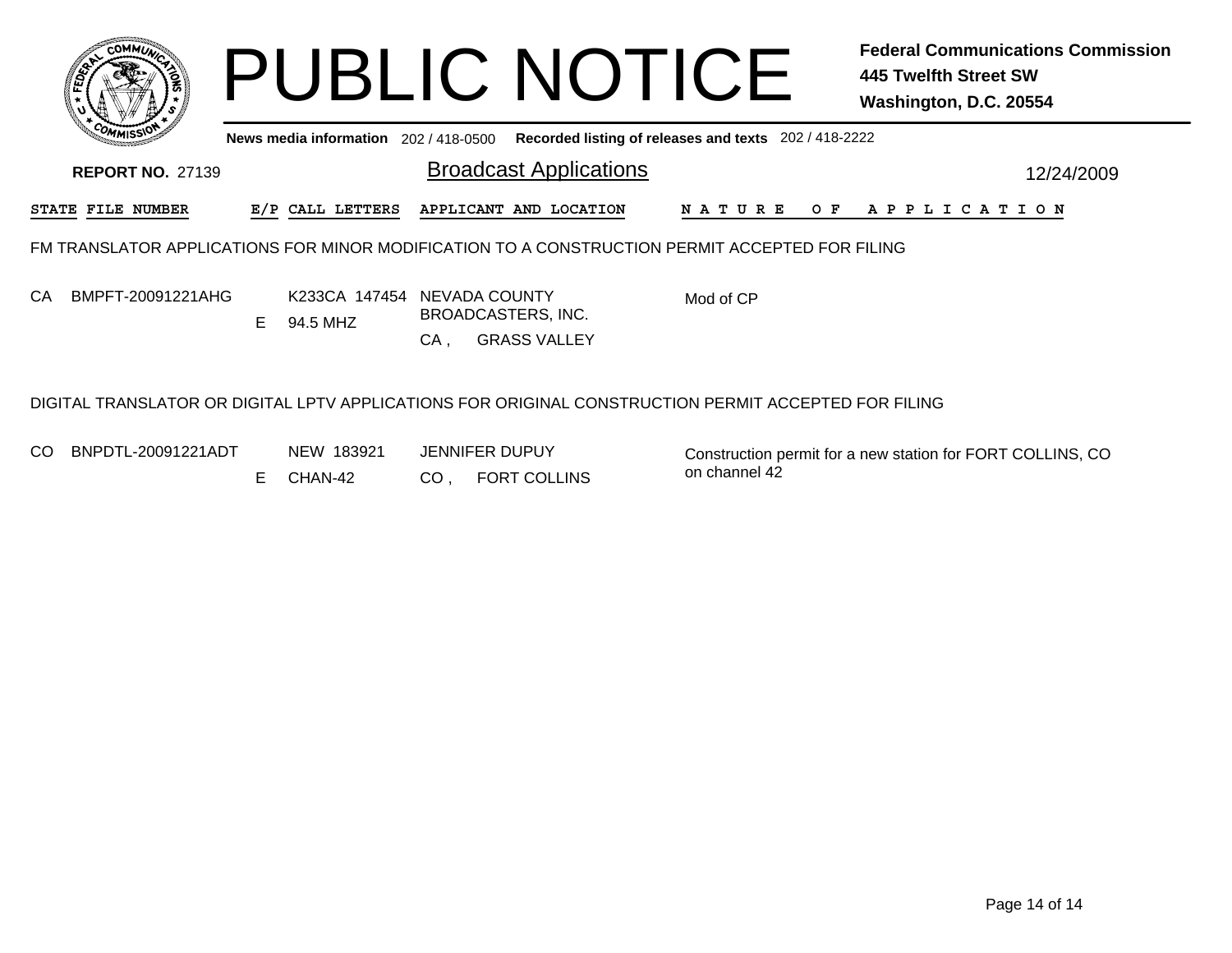# PUBLIC NOTICE

**Federal Communications Commission**
**445 Twelfth Street SW**
**Washington, D.C. 20554**

**News media information** 202 / 418-0500 **Recorded listing of releases and texts** 202 / 418-2222

**REPORT NO.** 27139

## Broadcast Applications

12/24/2009

| STATE | FILE NUMBER | E/P | CALL LETTERS | APPLICANT AND LOCATION | NATURE OF APPLICATION |
|---|---|---|---|---|---|

FM TRANSLATOR APPLICATIONS FOR MINOR MODIFICATION TO A CONSTRUCTION PERMIT ACCEPTED FOR FILING

| STATE | FILE NUMBER | E/P | CALL LETTERS | APPLICANT AND LOCATION | NATURE OF APPLICATION |
|---|---|---|---|---|---|
| CA | BMPFT-20091221AHG | E | K233CA 147454 94.5 MHZ | NEVADA COUNTY BROADCASTERS, INC. CA , GRASS VALLEY | Mod of CP |

DIGITAL TRANSLATOR OR DIGITAL LPTV APPLICATIONS FOR ORIGINAL CONSTRUCTION PERMIT ACCEPTED FOR FILING

| STATE | FILE NUMBER | E/P | CALL LETTERS | APPLICANT AND LOCATION | NATURE OF APPLICATION |
|---|---|---|---|---|---|
| CO | BNPDTL-20091221ADT | E | NEW 183921 CHAN-42 | JENNIFER DUPUY CO , FORT COLLINS | Construction permit for a new station for FORT COLLINS, CO on channel 42 |